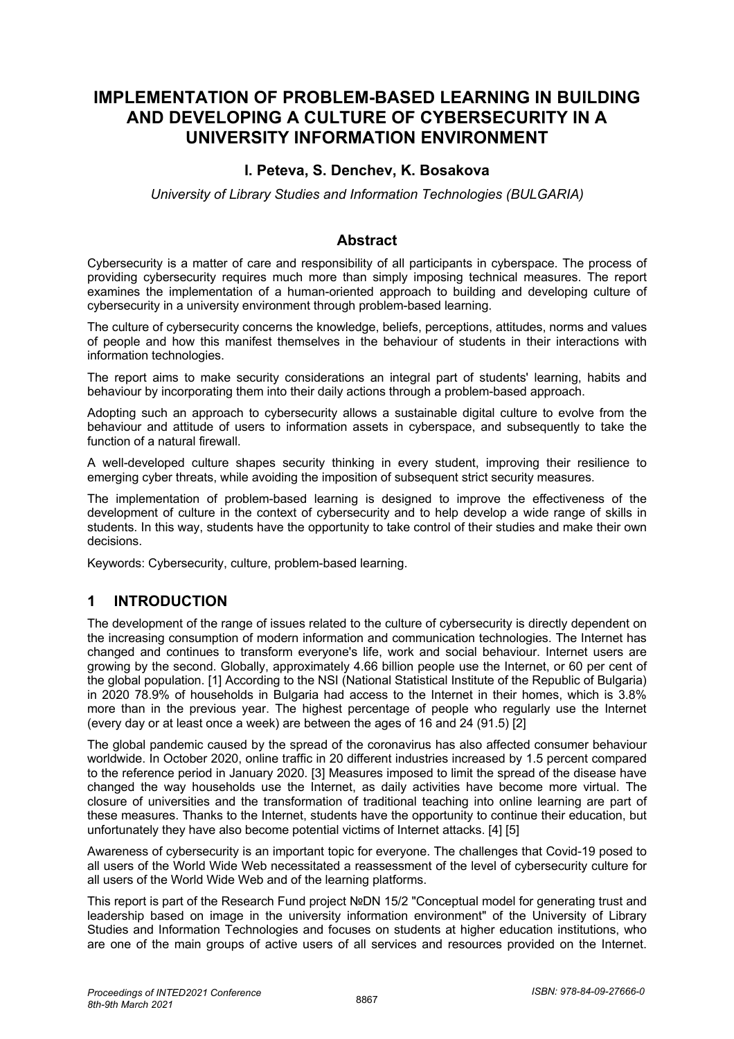# IMPLEMENTATION OF PROBLEM-BASED LEARNING IN BUILDING AND DEVELOPING A CULTURE OF CYBERSECURITY IN A UNIVERSITY INFORMATION ENVIRONMENT

**I. Peteva, S. Denchev, K. Bosakova**

*University of Library Studies and Information Technologies (BULGARIA)*

## Abstract

Cybersecurity is a matter of care and responsibility of all participants in cyberspace. The process of providing cybersecurity requires much more than simply imposing technical measures. The report examines the implementation of a human-oriented approach to building and developing culture of cybersecurity in a university environment through problem-based learning.

The culture of cybersecurity concerns the knowledge, beliefs, perceptions, attitudes, norms and values of people and how this manifest themselves in the behaviour of students in their interactions with information technologies.

The report aims to make security considerations an integral part of students' learning, habits and behaviour by incorporating them into their daily actions through a problem-based approach.

Adopting such an approach to cybersecurity allows a sustainable digital culture to evolve from the behaviour and attitude of users to information assets in cyberspace, and subsequently to take the function of a natural firewall.

A well-developed culture shapes security thinking in every student, improving their resilience to emerging cyber threats, while avoiding the imposition of subsequent strict security measures.

The implementation of problem-based learning is designed to improve the effectiveness of the development of culture in the context of cybersecurity and to help develop a wide range of skills in students. In this way, students have the opportunity to take control of their studies and make their own decisions.

Keywords: Cybersecurity, culture, problem-based learning.

## 1 INTRODUCTION

The development of the range of issues related to the culture of cybersecurity is directly dependent on the increasing consumption of modern information and communication technologies. The Internet has changed and continues to transform everyone's life, work and social behaviour. Internet users are growing by the second. Globally, approximately 4.66 billion people use the Internet, or 60 per cent of the global population. [1] According to the NSI (National Statistical Institute of the Republic of Bulgaria) in 2020 78.9% of households in Bulgaria had access to the Internet in their homes, which is 3.8% more than in the previous year. The highest percentage of people who regularly use the Internet (every day or at least once a week) are between the ages of 16 and 24 (91.5) [2]

The global pandemic caused by the spread of the coronavirus has also affected consumer behaviour worldwide. In October 2020, online traffic in 20 different industries increased by 1.5 percent compared to the reference period in January 2020. [3] Measures imposed to limit the spread of the disease have changed the way households use the Internet, as daily activities have become more virtual. The closure of universities and the transformation of traditional teaching into online learning are part of these measures. Thanks to the Internet, students have the opportunity to continue their education, but unfortunately they have also become potential victims of Internet attacks. [4] [5]

Awareness of cybersecurity is an important topic for everyone. The challenges that Covid-19 posed to all users of the World Wide Web necessitated a reassessment of the level of cybersecurity culture for all users of the World Wide Web and of the learning platforms.

This report is part of the Research Fund project №DN 15/2 "Conceptual model for generating trust and leadership based on image in the university information environment" of the University of Library Studies and Information Technologies and focuses on students at higher education institutions, who are one of the main groups of active users of all services and resources provided on the Internet.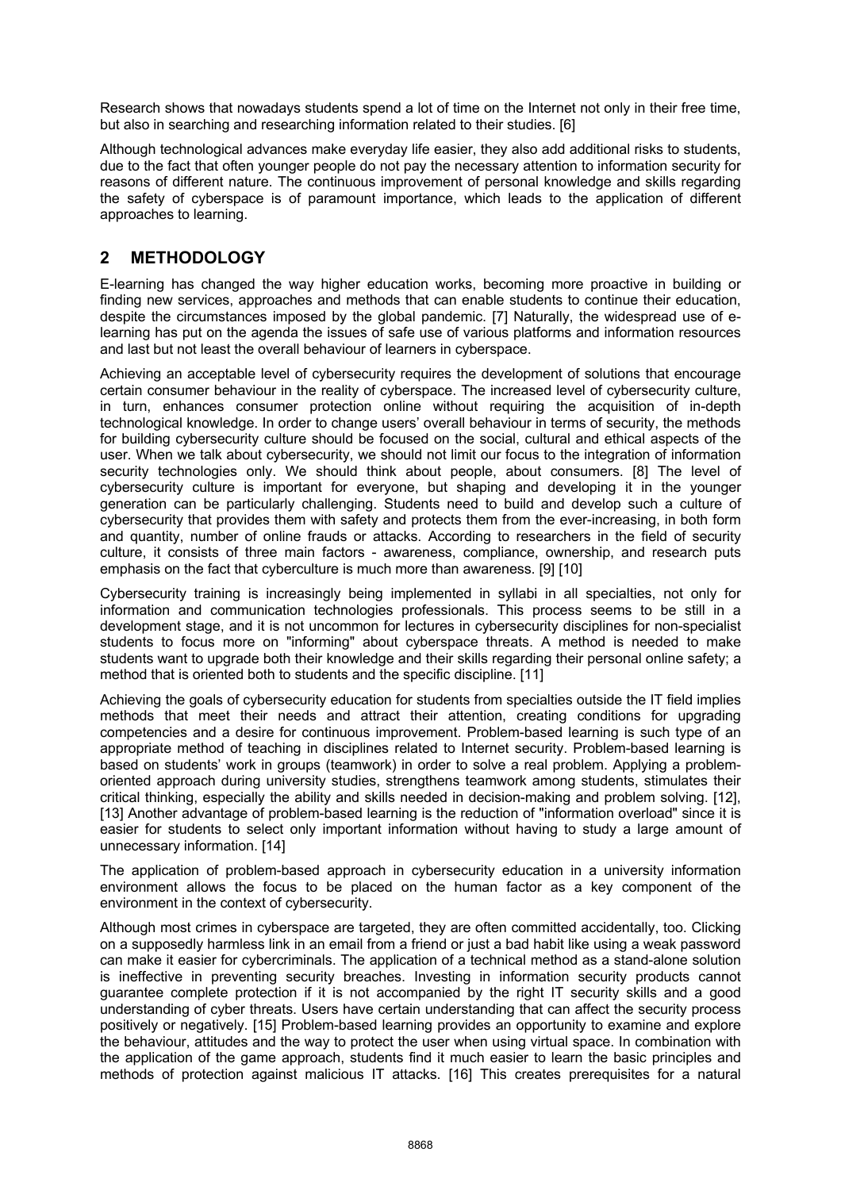Research shows that nowadays students spend a lot of time on the Internet not only in their free time, but also in searching and researching information related to their studies. [6]

Although technological advances make everyday life easier, they also add additional risks to students, due to the fact that often younger people do not pay the necessary attention to information security for reasons of different nature. The continuous improvement of personal knowledge and skills regarding the safety of cyberspace is of paramount importance, which leads to the application of different approaches to learning.

## 2 METHODOLOGY

E-learning has changed the way higher education works, becoming more proactive in building or finding new services, approaches and methods that can enable students to continue their education, despite the circumstances imposed by the global pandemic. [7] Naturally, the widespread use of e-learning has put on the agenda the issues of safe use of various platforms and information resources and last but not least the overall behaviour of learners in cyberspace.

Achieving an acceptable level of cybersecurity requires the development of solutions that encourage certain consumer behaviour in the reality of cyberspace. The increased level of cybersecurity culture, in turn, enhances consumer protection online without requiring the acquisition of in-depth technological knowledge. In order to change users' overall behaviour in terms of security, the methods for building cybersecurity culture should be focused on the social, cultural and ethical aspects of the user. When we talk about cybersecurity, we should not limit our focus to the integration of information security technologies only. We should think about people, about consumers. [8] The level of cybersecurity culture is important for everyone, but shaping and developing it in the younger generation can be particularly challenging. Students need to build and develop such a culture of cybersecurity that provides them with safety and protects them from the ever-increasing, in both form and quantity, number of online frauds or attacks. According to researchers in the field of security culture, it consists of three main factors - awareness, compliance, ownership, and research puts emphasis on the fact that cyberculture is much more than awareness. [9] [10]

Cybersecurity training is increasingly being implemented in syllabi in all specialties, not only for information and communication technologies professionals. This process seems to be still in a development stage, and it is not uncommon for lectures in cybersecurity disciplines for non-specialist students to focus more on "informing" about cyberspace threats. A method is needed to make students want to upgrade both their knowledge and their skills regarding their personal online safety; a method that is oriented both to students and the specific discipline. [11]

Achieving the goals of cybersecurity education for students from specialties outside the IT field implies methods that meet their needs and attract their attention, creating conditions for upgrading competencies and a desire for continuous improvement. Problem-based learning is such type of an appropriate method of teaching in disciplines related to Internet security. Problem-based learning is based on students' work in groups (teamwork) in order to solve a real problem. Applying a problem-oriented approach during university studies, strengthens teamwork among students, stimulates their critical thinking, especially the ability and skills needed in decision-making and problem solving. [12], [13] Another advantage of problem-based learning is the reduction of "information overload" since it is easier for students to select only important information without having to study a large amount of unnecessary information. [14]

The application of problem-based approach in cybersecurity education in a university information environment allows the focus to be placed on the human factor as a key component of the environment in the context of cybersecurity.

Although most crimes in cyberspace are targeted, they are often committed accidentally, too. Clicking on a supposedly harmless link in an email from a friend or just a bad habit like using a weak password can make it easier for cybercriminals. The application of a technical method as a stand-alone solution is ineffective in preventing security breaches. Investing in information security products cannot guarantee complete protection if it is not accompanied by the right IT security skills and a good understanding of cyber threats. Users have certain understanding that can affect the security process positively or negatively. [15] Problem-based learning provides an opportunity to examine and explore the behaviour, attitudes and the way to protect the user when using virtual space. In combination with the application of the game approach, students find it much easier to learn the basic principles and methods of protection against malicious IT attacks. [16] This creates prerequisites for a natural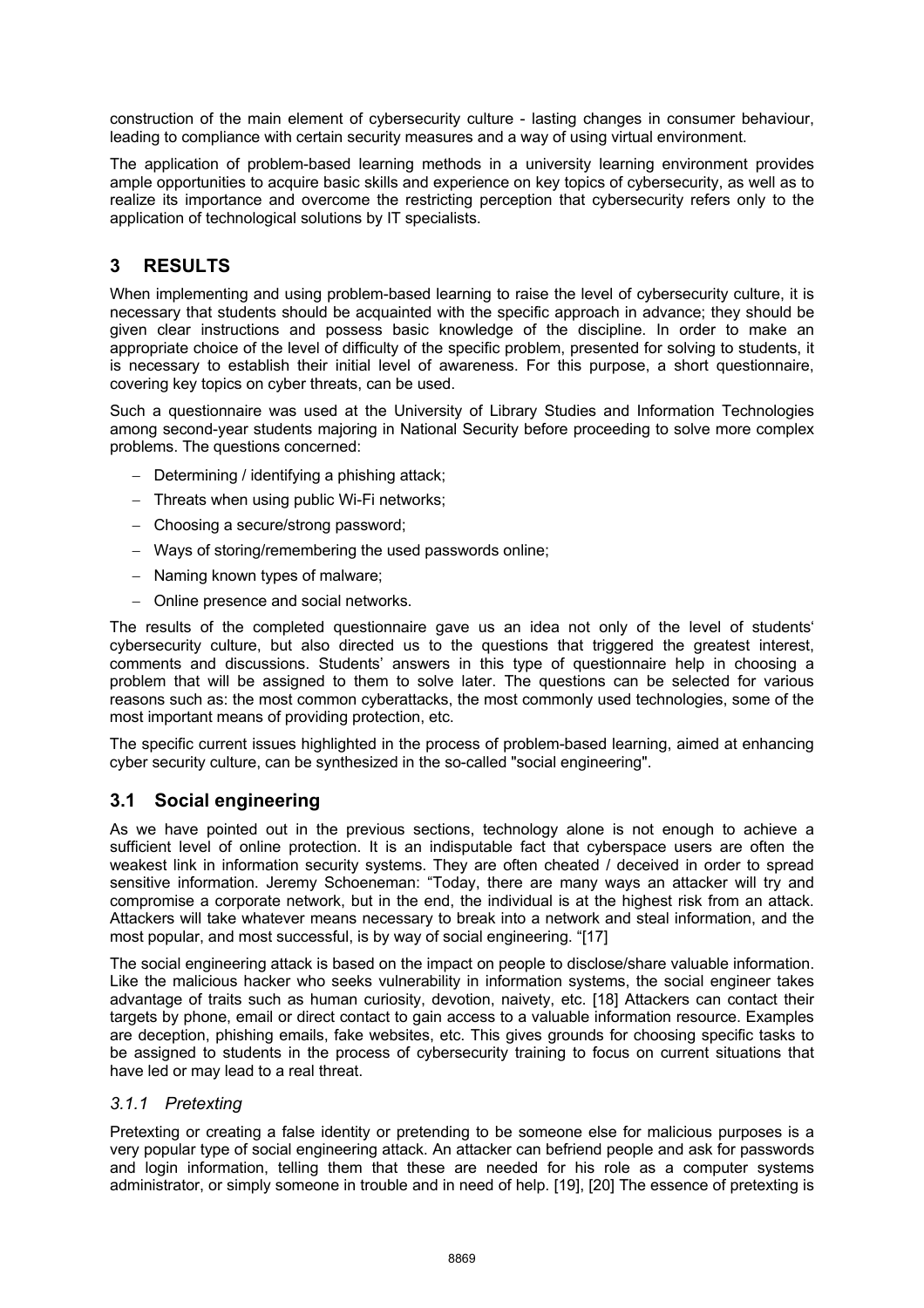construction of the main element of cybersecurity culture - lasting changes in consumer behaviour, leading to compliance with certain security measures and a way of using virtual environment.

The application of problem-based learning methods in a university learning environment provides ample opportunities to acquire basic skills and experience on key topics of cybersecurity, as well as to realize its importance and overcome the restricting perception that cybersecurity refers only to the application of technological solutions by IT specialists.

## 3 RESULTS

When implementing and using problem-based learning to raise the level of cybersecurity culture, it is necessary that students should be acquainted with the specific approach in advance; they should be given clear instructions and possess basic knowledge of the discipline. In order to make an appropriate choice of the level of difficulty of the specific problem, presented for solving to students, it is necessary to establish their initial level of awareness. For this purpose, a short questionnaire, covering key topics on cyber threats, can be used.

Such a questionnaire was used at the University of Library Studies and Information Technologies among second-year students majoring in National Security before proceeding to solve more complex problems. The questions concerned:

- Determining / identifying a phishing attack;
- Threats when using public Wi-Fi networks;
- Choosing a secure/strong password;
- Ways of storing/remembering the used passwords online;
- Naming known types of malware;
- Online presence and social networks.

The results of the completed questionnaire gave us an idea not only of the level of students' cybersecurity culture, but also directed us to the questions that triggered the greatest interest, comments and discussions. Students' answers in this type of questionnaire help in choosing a problem that will be assigned to them to solve later. The questions can be selected for various reasons such as: the most common cyberattacks, the most commonly used technologies, some of the most important means of providing protection, etc.

The specific current issues highlighted in the process of problem-based learning, aimed at enhancing cyber security culture, can be synthesized in the so-called "social engineering".

### 3.1 Social engineering

As we have pointed out in the previous sections, technology alone is not enough to achieve a sufficient level of online protection. It is an indisputable fact that cyberspace users are often the weakest link in information security systems. They are often cheated / deceived in order to spread sensitive information. Jeremy Schoeneman: "Today, there are many ways an attacker will try and compromise a corporate network, but in the end, the individual is at the highest risk from an attack. Attackers will take whatever means necessary to break into a network and steal information, and the most popular, and most successful, is by way of social engineering. "[17]

The social engineering attack is based on the impact on people to disclose/share valuable information. Like the malicious hacker who seeks vulnerability in information systems, the social engineer takes advantage of traits such as human curiosity, devotion, naivety, etc. [18] Attackers can contact their targets by phone, email or direct contact to gain access to a valuable information resource. Examples are deception, phishing emails, fake websites, etc. This gives grounds for choosing specific tasks to be assigned to students in the process of cybersecurity training to focus on current situations that have led or may lead to a real threat.

#### *3.1.1 Pretexting*

Pretexting or creating a false identity or pretending to be someone else for malicious purposes is a very popular type of social engineering attack. An attacker can befriend people and ask for passwords and login information, telling them that these are needed for his role as a computer systems administrator, or simply someone in trouble and in need of help. [19], [20] The essence of pretexting is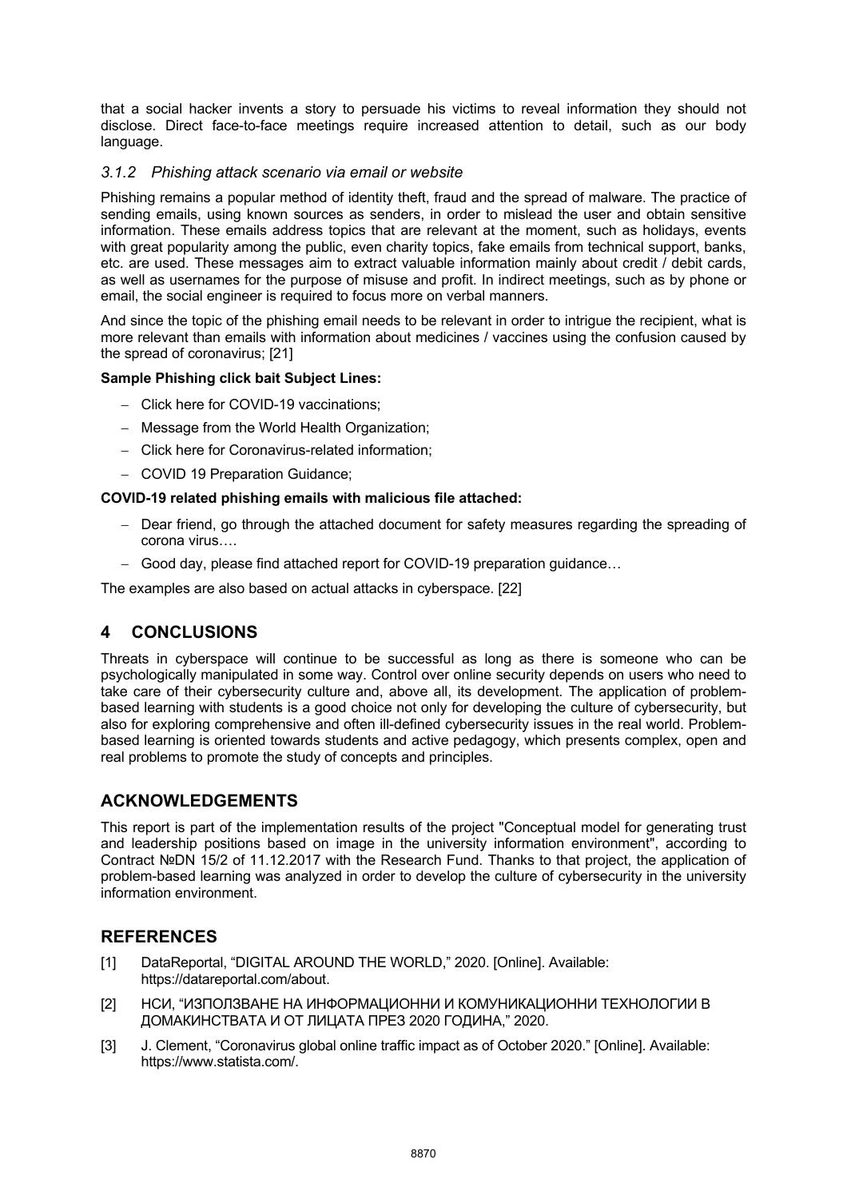that a social hacker invents a story to persuade his victims to reveal information they should not disclose. Direct face-to-face meetings require increased attention to detail, such as our body language.

### *3.1.2 Phishing attack scenario via email or website*

Phishing remains a popular method of identity theft, fraud and the spread of malware. The practice of sending emails, using known sources as senders, in order to mislead the user and obtain sensitive information. These emails address topics that are relevant at the moment, such as holidays, events with great popularity among the public, even charity topics, fake emails from technical support, banks, etc. are used. These messages aim to extract valuable information mainly about credit / debit cards, as well as usernames for the purpose of misuse and profit. In indirect meetings, such as by phone or email, the social engineer is required to focus more on verbal manners.

And since the topic of the phishing email needs to be relevant in order to intrigue the recipient, what is more relevant than emails with information about medicines / vaccines using the confusion caused by the spread of coronavirus; [21]

**Sample Phishing click bait Subject Lines:**

- Click here for COVID-19 vaccinations;
- Message from the World Health Organization;
- Click here for Coronavirus-related information;
- COVID 19 Preparation Guidance;

**COVID-19 related phishing emails with malicious file attached:**

- Dear friend, go through the attached document for safety measures regarding the spreading of corona virus….
- Good day, please find attached report for COVID-19 preparation guidance…

The examples are also based on actual attacks in cyberspace. [22]

## 4 CONCLUSIONS

Threats in cyberspace will continue to be successful as long as there is someone who can be psychologically manipulated in some way. Control over online security depends on users who need to take care of their cybersecurity culture and, above all, its development. The application of problem-based learning with students is a good choice not only for developing the culture of cybersecurity, but also for exploring comprehensive and often ill-defined cybersecurity issues in the real world. Problem-based learning is oriented towards students and active pedagogy, which presents complex, open and real problems to promote the study of concepts and principles.

## ACKNOWLEDGEMENTS

This report is part of the implementation results of the project "Conceptual model for generating trust and leadership positions based on image in the university information environment", according to Contract №DN 15/2 of 11.12.2017 with the Research Fund. Thanks to that project, the application of problem-based learning was analyzed in order to develop the culture of cybersecurity in the university information environment.

## REFERENCES

[1] DataReportal, "DIGITAL AROUND THE WORLD," 2020. [Online]. Available: https://datareportal.com/about.

[2] НСИ, "ИЗПОЛЗВАНЕ НА ИНФОРМАЦИОННИ И КОМУНИКАЦИОННИ ТЕХНОЛОГИИ В ДОМАКИНСТВАТА И ОТ ЛИЦАТА ПРЕЗ 2020 ГОДИНА," 2020.

[3] J. Clement, "Coronavirus global online traffic impact as of October 2020." [Online]. Available: https://www.statista.com/.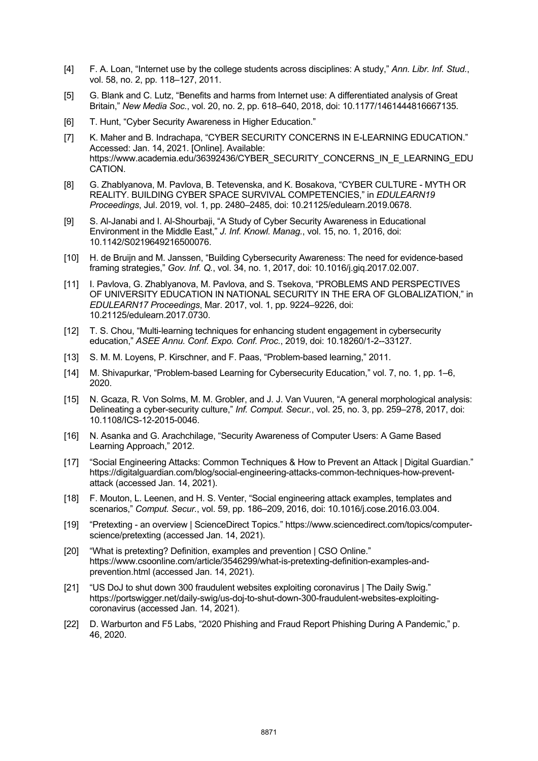[4] F. A. Loan, "Internet use by the college students across disciplines: A study," *Ann. Libr. Inf. Stud.*, vol. 58, no. 2, pp. 118–127, 2011.

[5] G. Blank and C. Lutz, "Benefits and harms from Internet use: A differentiated analysis of Great Britain," *New Media Soc.*, vol. 20, no. 2, pp. 618–640, 2018, doi: 10.1177/1461444816667135.

[6] T. Hunt, "Cyber Security Awareness in Higher Education."

[7] K. Maher and B. Indrachapa, "CYBER SECURITY CONCERNS IN E-LEARNING EDUCATION." Accessed: Jan. 14, 2021. [Online]. Available: https://www.academia.edu/36392436/CYBER_SECURITY_CONCERNS_IN_E_LEARNING_EDUCATION.

[8] G. Zhablyanova, M. Pavlova, B. Tetevenska, and K. Bosakova, "CYBER CULTURE - MYTH OR REALITY. BUILDING CYBER SPACE SURVIVAL COMPETENCIES," in *EDULEARN19 Proceedings*, Jul. 2019, vol. 1, pp. 2480–2485, doi: 10.21125/edulearn.2019.0678.

[9] S. Al-Janabi and I. Al-Shourbaji, "A Study of Cyber Security Awareness in Educational Environment in the Middle East," *J. Inf. Knowl. Manag.*, vol. 15, no. 1, 2016, doi: 10.1142/S0219649216500076.

[10] H. de Bruijn and M. Janssen, "Building Cybersecurity Awareness: The need for evidence-based framing strategies," *Gov. Inf. Q.*, vol. 34, no. 1, 2017, doi: 10.1016/j.giq.2017.02.007.

[11] I. Pavlova, G. Zhablyanova, M. Pavlova, and S. Tsekova, "PROBLEMS AND PERSPECTIVES OF UNIVERSITY EDUCATION IN NATIONAL SECURITY IN THE ERA OF GLOBALIZATION," in *EDULEARN17 Proceedings*, Mar. 2017, vol. 1, pp. 9224–9226, doi: 10.21125/edulearn.2017.0730.

[12] T. S. Chou, "Multi-learning techniques for enhancing student engagement in cybersecurity education," *ASEE Annu. Conf. Expo. Conf. Proc.*, 2019, doi: 10.18260/1-2--33127.

[13] S. M. M. Loyens, P. Kirschner, and F. Paas, "Problem-based learning," 2011.

[14] M. Shivapurkar, "Problem-based Learning for Cybersecurity Education," vol. 7, no. 1, pp. 1–6, 2020.

[15] N. Gcaza, R. Von Solms, M. M. Grobler, and J. J. Van Vuuren, "A general morphological analysis: Delineating a cyber-security culture," *Inf. Comput. Secur.*, vol. 25, no. 3, pp. 259–278, 2017, doi: 10.1108/ICS-12-2015-0046.

[16] N. Asanka and G. Arachchilage, "Security Awareness of Computer Users: A Game Based Learning Approach," 2012.

[17] "Social Engineering Attacks: Common Techniques & How to Prevent an Attack | Digital Guardian." https://digitalguardian.com/blog/social-engineering-attacks-common-techniques-how-prevent-attack (accessed Jan. 14, 2021).

[18] F. Mouton, L. Leenen, and H. S. Venter, "Social engineering attack examples, templates and scenarios," *Comput. Secur.*, vol. 59, pp. 186–209, 2016, doi: 10.1016/j.cose.2016.03.004.

[19] "Pretexting - an overview | ScienceDirect Topics." https://www.sciencedirect.com/topics/computer-science/pretexting (accessed Jan. 14, 2021).

[20] "What is pretexting? Definition, examples and prevention | CSO Online." https://www.csoonline.com/article/3546299/what-is-pretexting-definition-examples-and-prevention.html (accessed Jan. 14, 2021).

[21] "US DoJ to shut down 300 fraudulent websites exploiting coronavirus | The Daily Swig." https://portswigger.net/daily-swig/us-doj-to-shut-down-300-fraudulent-websites-exploiting-coronavirus (accessed Jan. 14, 2021).

[22] D. Warburton and F5 Labs, "2020 Phishing and Fraud Report Phishing During A Pandemic," p. 46, 2020.